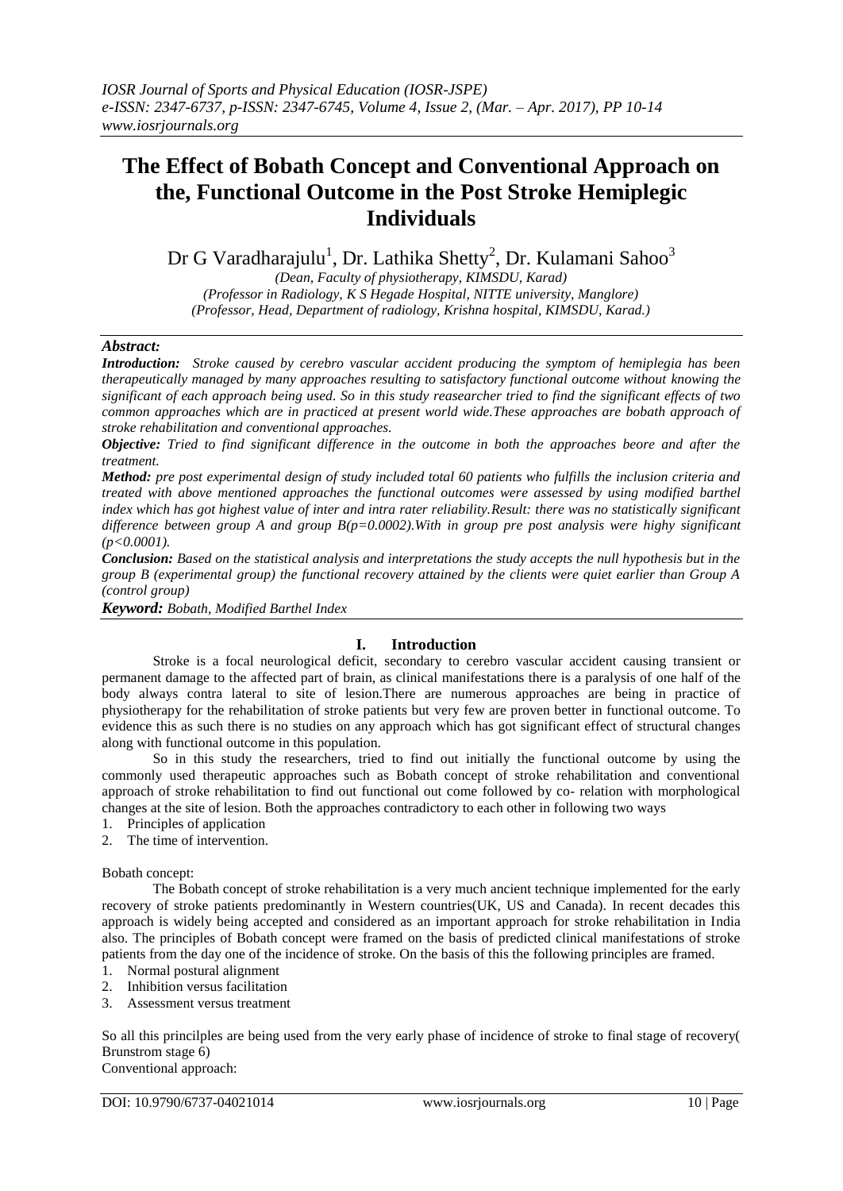# The Effect of Bobath Concept and Conventional Approach on the, Functional Outcome in the Post Stroke Hemiplegic Individuals

Dr G Varadharajulu[1], Dr. Lathika Shetty[2], Dr. Kulamani Sahoo[3]

*(Dean, Faculty of physiotherapy, KIMSDU, Karad)*
*(Professor in Radiology, K S Hegade Hospital, NITTE university, Manglore)*
*(Professor, Head, Department of radiology, Krishna hospital, KIMSDU, Karad.)*

***Abstract:***

***Introduction:*** *Stroke caused by cerebro vascular accident producing the symptom of hemiplegia has been therapeutically managed by many approaches resulting to satisfactory functional outcome without knowing the significant of each approach being used. So in this study reasearcher tried to find the significant effects of two common approaches which are in practiced at present world wide.These approaches are bobath approach of stroke rehabilitation and conventional approaches.*

***Objective:*** *Tried to find significant difference in the outcome in both the approaches beore and after the treatment.*

***Method:*** *pre post experimental design of study included total 60 patients who fulfills the inclusion criteria and treated with above mentioned approaches the functional outcomes were assessed by using modified barthel index which has got highest value of inter and intra rater reliability.Result: there was no statistically significant difference between group A and group B($p=0.0002$).With in group pre post analysis were highy significant ($p<0.0001$).*

***Conclusion:*** *Based on the statistical analysis and interpretations the study accepts the null hypothesis but in the group B (experimental group) the functional recovery attained by the clients were quiet earlier than Group A (control group)*

***Keyword:*** *Bobath, Modified Barthel Index*

## I. Introduction

Stroke is a focal neurological deficit, secondary to cerebro vascular accident causing transient or permanent damage to the affected part of brain, as clinical manifestations there is a paralysis of one half of the body always contra lateral to site of lesion.There are numerous approaches are being in practice of physiotherapy for the rehabilitation of stroke patients but very few are proven better in functional outcome. To evidence this as such there is no studies on any approach which has got significant effect of structural changes along with functional outcome in this population.

So in this study the researchers, tried to find out initially the functional outcome by using the commonly used therapeutic approaches such as Bobath concept of stroke rehabilitation and conventional approach of stroke rehabilitation to find out functional out come followed by co- relation with morphological changes at the site of lesion. Both the approaches contradictory to each other in following two ways

1. Principles of application
2. The time of intervention.

Bobath concept:

The Bobath concept of stroke rehabilitation is a very much ancient technique implemented for the early recovery of stroke patients predominantly in Western countries(UK, US and Canada). In recent decades this approach is widely being accepted and considered as an important approach for stroke rehabilitation in India also. The principles of Bobath concept were framed on the basis of predicted clinical manifestations of stroke patients from the day one of the incidence of stroke. On the basis of this the following principles are framed.

1. Normal postural alignment
2. Inhibition versus facilitation
3. Assessment versus treatment

So all this princilples are being used from the very early phase of incidence of stroke to final stage of recovery( Brunstrom stage 6)

Conventional approach: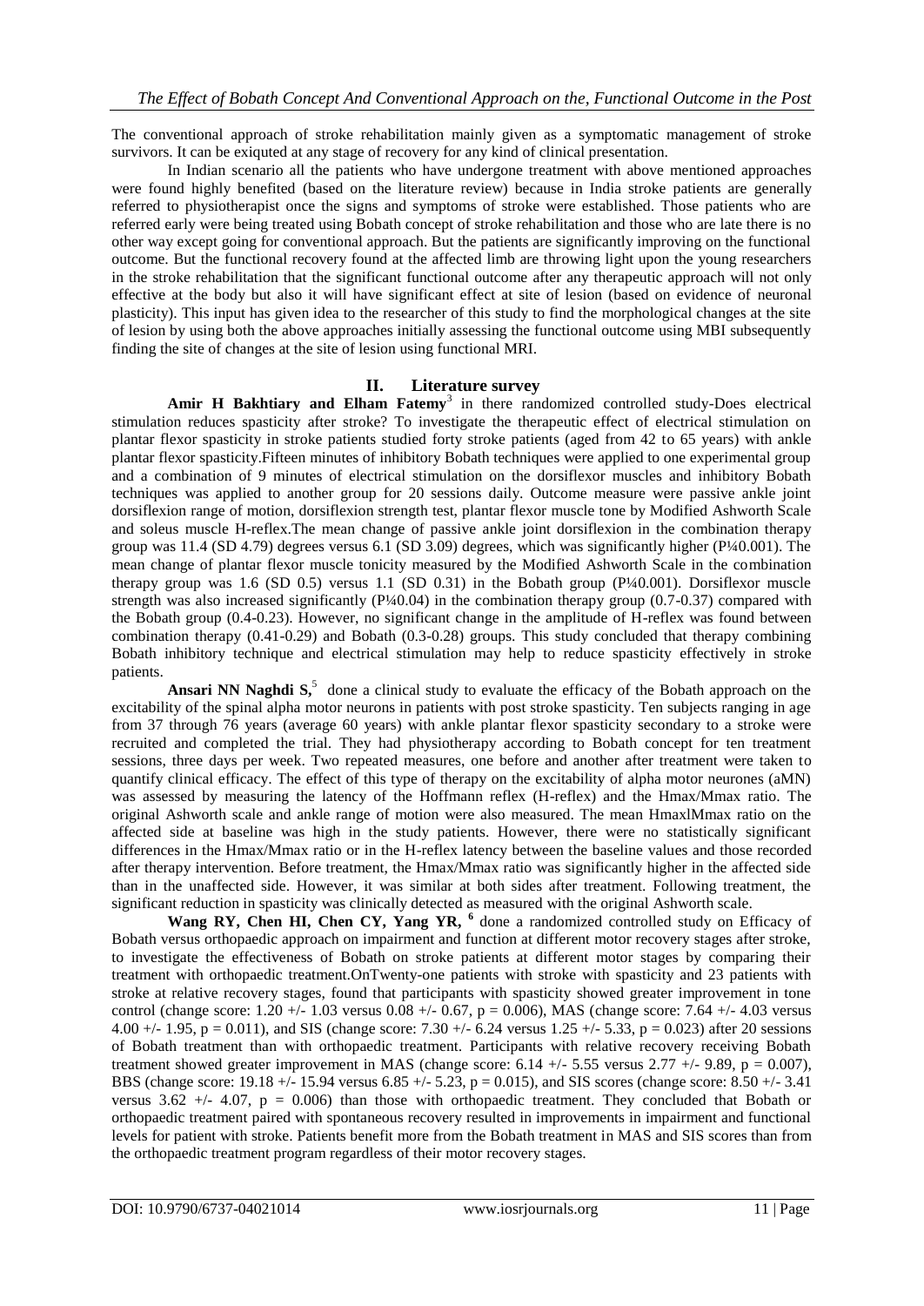The conventional approach of stroke rehabilitation mainly given as a symptomatic management of stroke survivors. It can be exiquted at any stage of recovery for any kind of clinical presentation.

In Indian scenario all the patients who have undergone treatment with above mentioned approaches were found highly benefited (based on the literature review) because in India stroke patients are generally referred to physiotherapist once the signs and symptoms of stroke were established. Those patients who are referred early were being treated using Bobath concept of stroke rehabilitation and those who are late there is no other way except going for conventional approach. But the patients are significantly improving on the functional outcome. But the functional recovery found at the affected limb are throwing light upon the young researchers in the stroke rehabilitation that the significant functional outcome after any therapeutic approach will not only effective at the body but also it will have significant effect at site of lesion (based on evidence of neuronal plasticity). This input has given idea to the researcher of this study to find the morphological changes at the site of lesion by using both the above approaches initially assessing the functional outcome using MBI subsequently finding the site of changes at the site of lesion using functional MRI.

## II. Literature survey

**Amir H Bakhtiary and Elham Fatemy**[3] in there randomized controlled study-Does electrical stimulation reduces spasticity after stroke? To investigate the therapeutic effect of electrical stimulation on plantar flexor spasticity in stroke patients studied forty stroke patients (aged from 42 to 65 years) with ankle plantar flexor spasticity.Fifteen minutes of inhibitory Bobath techniques were applied to one experimental group and a combination of 9 minutes of electrical stimulation on the dorsiflexor muscles and inhibitory Bobath techniques was applied to another group for 20 sessions daily. Outcome measure were passive ankle joint dorsiflexion range of motion, dorsiflexion strength test, plantar flexor muscle tone by Modified Ashworth Scale and soleus muscle H-reflex.The mean change of passive ankle joint dorsiflexion in the combination therapy group was 11.4 (SD 4.79) degrees versus 6.1 (SD 3.09) degrees, which was significantly higher (P¼0.001). The mean change of plantar flexor muscle tonicity measured by the Modified Ashworth Scale in the combination therapy group was 1.6 (SD 0.5) versus 1.1 (SD 0.31) in the Bobath group (P¼0.001). Dorsiflexor muscle strength was also increased significantly (P¼0.04) in the combination therapy group (0.7-0.37) compared with the Bobath group (0.4-0.23). However, no significant change in the amplitude of H-reflex was found between combination therapy (0.41-0.29) and Bobath (0.3-0.28) groups. This study concluded that therapy combining Bobath inhibitory technique and electrical stimulation may help to reduce spasticity effectively in stroke patients.

**Ansari NN Naghdi S,**[5] done a clinical study to evaluate the efficacy of the Bobath approach on the excitability of the spinal alpha motor neurons in patients with post stroke spasticity. Ten subjects ranging in age from 37 through 76 years (average 60 years) with ankle plantar flexor spasticity secondary to a stroke were recruited and completed the trial. They had physiotherapy according to Bobath concept for ten treatment sessions, three days per week. Two repeated measures, one before and another after treatment were taken to quantify clinical efficacy. The effect of this type of therapy on the excitability of alpha motor neurones (aMN) was assessed by measuring the latency of the Hoffmann reflex (H-reflex) and the Hmax/Mmax ratio. The original Ashworth scale and ankle range of motion were also measured. The mean HmaxlMmax ratio on the affected side at baseline was high in the study patients. However, there were no statistically significant differences in the Hmax/Mmax ratio or in the H-reflex latency between the baseline values and those recorded after therapy intervention. Before treatment, the Hmax/Mmax ratio was significantly higher in the affected side than in the unaffected side. However, it was similar at both sides after treatment. Following treatment, the significant reduction in spasticity was clinically detected as measured with the original Ashworth scale.

**Wang RY, Chen HI, Chen CY, Yang YR,** [6] done a randomized controlled study on Efficacy of Bobath versus orthopaedic approach on impairment and function at different motor recovery stages after stroke, to investigate the effectiveness of Bobath on stroke patients at different motor stages by comparing their treatment with orthopaedic treatment.OnTwenty-one patients with stroke with spasticity and 23 patients with stroke at relative recovery stages, found that participants with spasticity showed greater improvement in tone control (change score: 1.20 +/- 1.03 versus 0.08 +/- 0.67, p = 0.006), MAS (change score: 7.64 +/- 4.03 versus 4.00 +/- 1.95, p = 0.011), and SIS (change score: 7.30 +/- 6.24 versus 1.25 +/- 5.33, p = 0.023) after 20 sessions of Bobath treatment than with orthopaedic treatment. Participants with relative recovery receiving Bobath treatment showed greater improvement in MAS (change score: 6.14 +/- 5.55 versus 2.77 +/- 9.89, p = 0.007), BBS (change score: 19.18 +/- 15.94 versus 6.85 +/- 5.23, p = 0.015), and SIS scores (change score: 8.50 +/- 3.41 versus 3.62 +/- 4.07, p = 0.006) than those with orthopaedic treatment. They concluded that Bobath or orthopaedic treatment paired with spontaneous recovery resulted in improvements in impairment and functional levels for patient with stroke. Patients benefit more from the Bobath treatment in MAS and SIS scores than from the orthopaedic treatment program regardless of their motor recovery stages.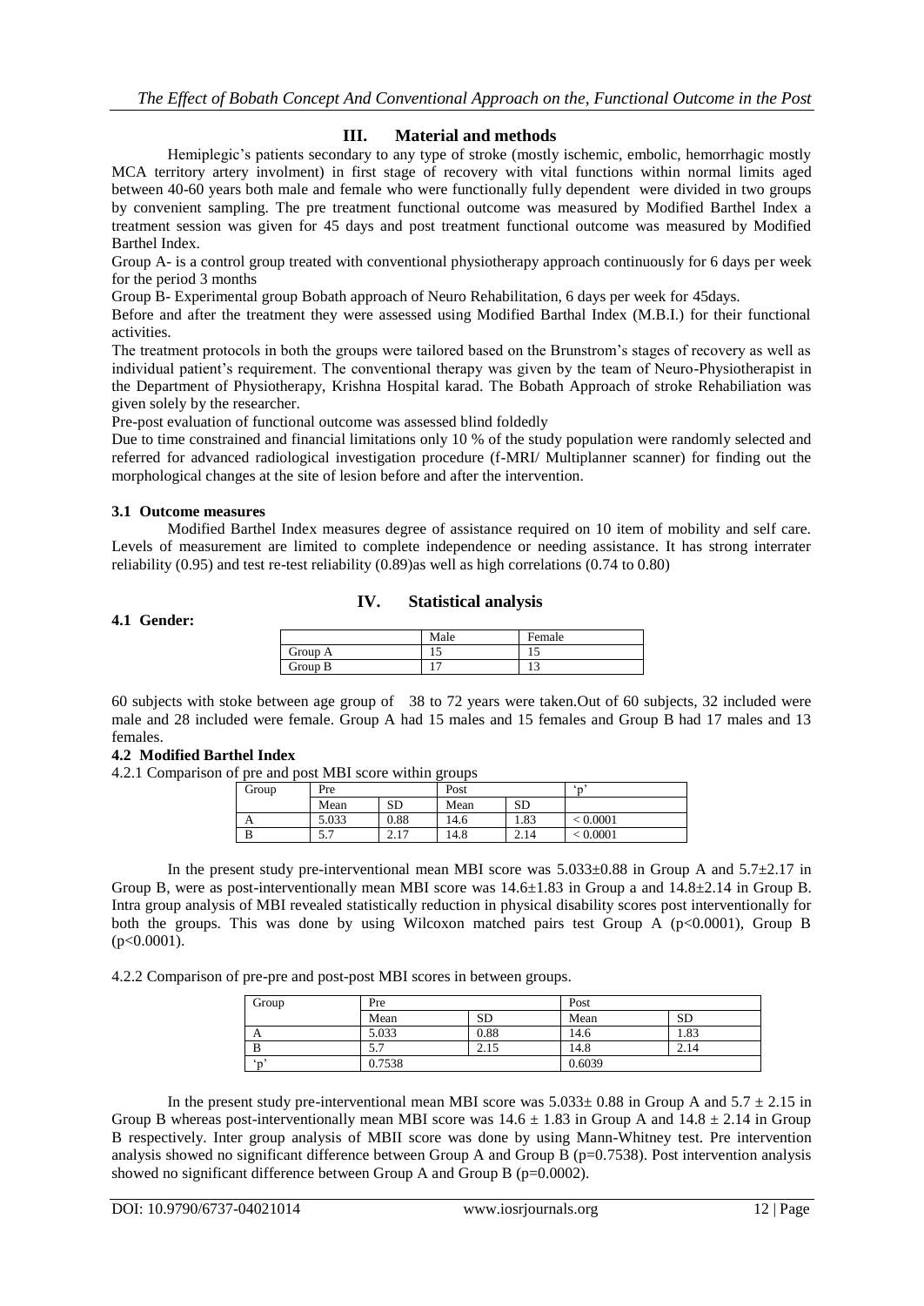## III. Material and methods

Hemiplegic's patients secondary to any type of stroke (mostly ischemic, embolic, hemorrhagic mostly MCA territory artery involment) in first stage of recovery with vital functions within normal limits aged between 40-60 years both male and female who were functionally fully dependent were divided in two groups by convenient sampling. The pre treatment functional outcome was measured by Modified Barthel Index a treatment session was given for 45 days and post treatment functional outcome was measured by Modified Barthel Index.

Group A- is a control group treated with conventional physiotherapy approach continuously for 6 days per week for the period 3 months

Group B- Experimental group Bobath approach of Neuro Rehabilitation, 6 days per week for 45days.

Before and after the treatment they were assessed using Modified Barthal Index (M.B.I.) for their functional activities.

The treatment protocols in both the groups were tailored based on the Brunstrom's stages of recovery as well as individual patient's requirement. The conventional therapy was given by the team of Neuro-Physiotherapist in the Department of Physiotherapy, Krishna Hospital karad. The Bobath Approach of stroke Rehabiliation was given solely by the researcher.

Pre-post evaluation of functional outcome was assessed blind foldedly

Due to time constrained and financial limitations only 10 % of the study population were randomly selected and referred for advanced radiological investigation procedure (f-MRI/ Multiplanner scanner) for finding out the morphological changes at the site of lesion before and after the intervention.

### 3.1 Outcome measures

Modified Barthel Index measures degree of assistance required on 10 item of mobility and self care. Levels of measurement are limited to complete independence or needing assistance. It has strong interrater reliability (0.95) and test re-test reliability (0.89)as well as high correlations (0.74 to 0.80)

## IV. Statistical analysis

### 4.1 Gender:

| | Male | Female |
|---|---|---|
| Group A | 15 | 15 |
| Group B | 17 | 13 |

60 subjects with stoke between age group of 38 to 72 years were taken.Out of 60 subjects, 32 included were male and 28 included were female. Group A had 15 males and 15 females and Group B had 17 males and 13 females.

### 4.2 Modified Barthel Index

4.2.1 Comparison of pre and post MBI score within groups

| Group | Pre | | Post | | 'p' |
|---|---|---|---|---|---|
| | Mean | SD | Mean | SD | |
| A | 5.033 | 0.88 | 14.6 | 1.83 | < 0.0001 |
| B | 5.7 | 2.17 | 14.8 | 2.14 | < 0.0001 |

In the present study pre-interventional mean MBI score was 5.033±0.88 in Group A and 5.7±2.17 in Group B, were as post-interventionally mean MBI score was 14.6±1.83 in Group a and 14.8±2.14 in Group B. Intra group analysis of MBI revealed statistically reduction in physical disability scores post interventionally for both the groups. This was done by using Wilcoxon matched pairs test Group A ($p<0.0001$), Group B ($p<0.0001$).

4.2.2 Comparison of pre-pre and post-post MBI scores in between groups.

| Group | Pre | | Post | |
|---|---|---|---|---|
| | Mean | SD | Mean | SD |
| A | 5.033 | 0.88 | 14.6 | 1.83 |
| B | 5.7 | 2.15 | 14.8 | 2.14 |
| 'p' | 0.7538 | | 0.6039 | |

In the present study pre-interventional mean MBI score was 5.033± 0.88 in Group A and 5.7 ± 2.15 in Group B whereas post-interventionally mean MBI score was 14.6 ± 1.83 in Group A and 14.8 ± 2.14 in Group B respectively. Inter group analysis of MBII score was done by using Mann-Whitney test. Pre intervention analysis showed no significant difference between Group A and Group B ($p=0.7538$). Post intervention analysis showed no significant difference between Group A and Group B ($p=0.0002$).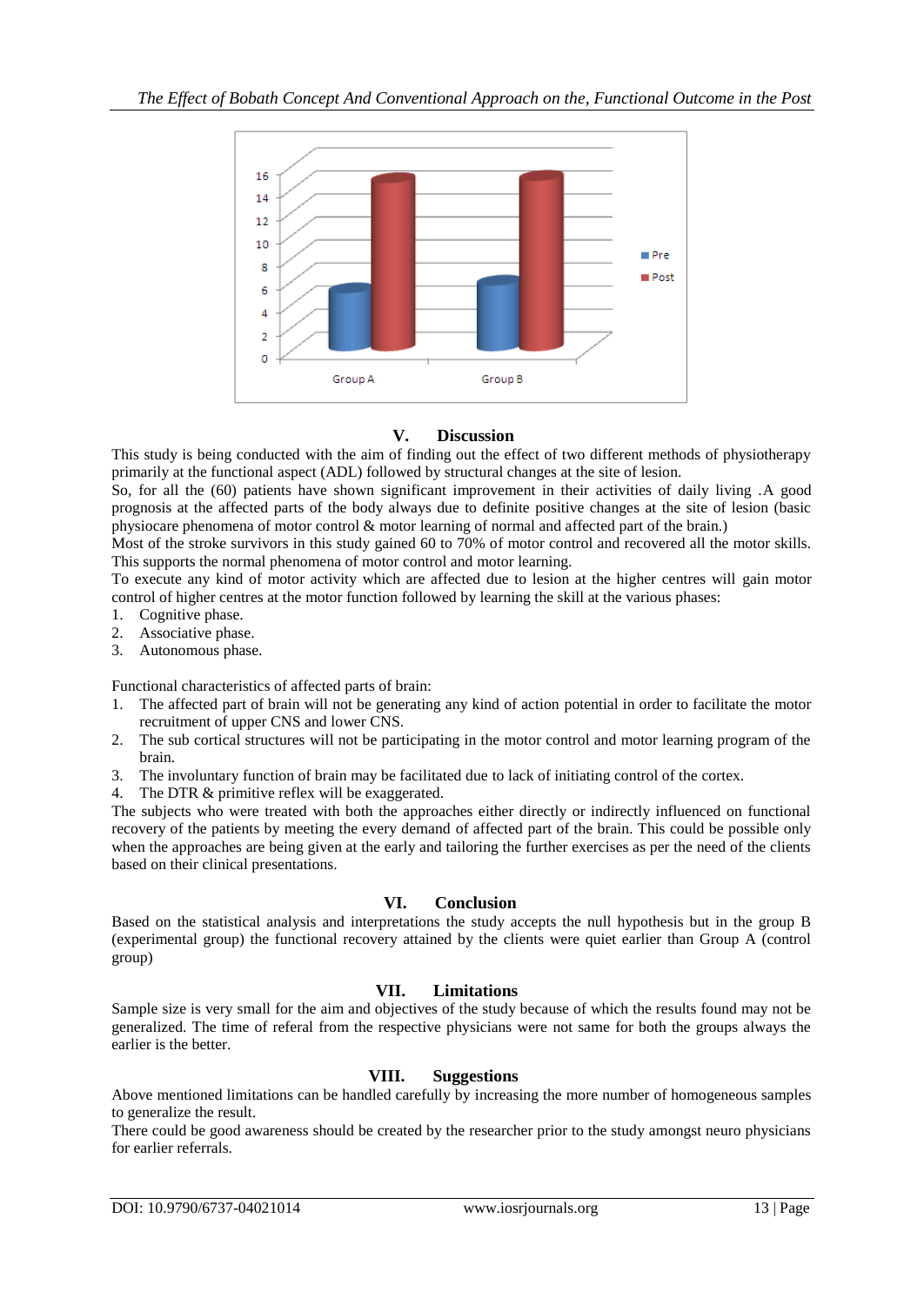## V. Discussion

This study is being conducted with the aim of finding out the effect of two different methods of physiotherapy primarily at the functional aspect (ADL) followed by structural changes at the site of lesion.

So, for all the (60) patients have shown significant improvement in their activities of daily living .A good prognosis at the affected parts of the body always due to definite positive changes at the site of lesion (basic physiocare phenomena of motor control & motor learning of normal and affected part of the brain.)

Most of the stroke survivors in this study gained 60 to 70% of motor control and recovered all the motor skills. This supports the normal phenomena of motor control and motor learning.

To execute any kind of motor activity which are affected due to lesion at the higher centres will gain motor control of higher centres at the motor function followed by learning the skill at the various phases:

1. Cognitive phase.
2. Associative phase.
3. Autonomous phase.

Functional characteristics of affected parts of brain:

1. The affected part of brain will not be generating any kind of action potential in order to facilitate the motor recruitment of upper CNS and lower CNS.
2. The sub cortical structures will not be participating in the motor control and motor learning program of the brain.
3. The involuntary function of brain may be facilitated due to lack of initiating control of the cortex.
4. The DTR & primitive reflex will be exaggerated.

The subjects who were treated with both the approaches either directly or indirectly influenced on functional recovery of the patients by meeting the every demand of affected part of the brain. This could be possible only when the approaches are being given at the early and tailoring the further exercises as per the need of the clients based on their clinical presentations.

## VI. Conclusion

Based on the statistical analysis and interpretations the study accepts the null hypothesis but in the group B (experimental group) the functional recovery attained by the clients were quiet earlier than Group A (control group)

## VII. Limitations

Sample size is very small for the aim and objectives of the study because of which the results found may not be generalized. The time of referal from the respective physicians were not same for both the groups always the earlier is the better.

## VIII. Suggestions

Above mentioned limitations can be handled carefully by increasing the more number of homogeneous samples to generalize the result.

There could be good awareness should be created by the researcher prior to the study amongst neuro physicians for earlier referrals.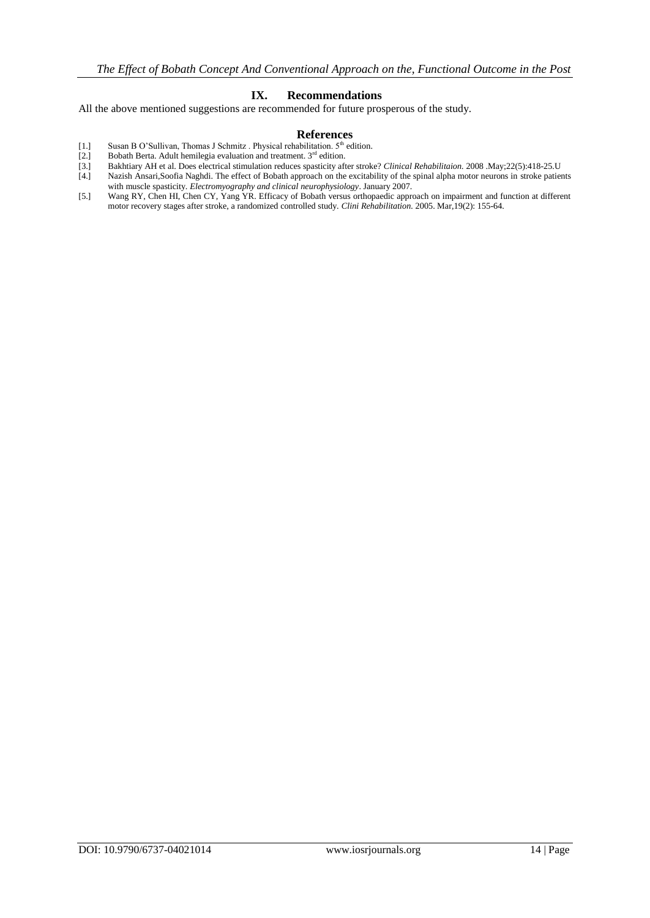## IX. Recommendations

All the above mentioned suggestions are recommended for future prosperous of the study.

## References

[1.] Susan B O'Sullivan, Thomas J Schmitz . Physical rehabilitation. 5th edition.

[2.] Bobath Berta. Adult hemilegia evaluation and treatment. 3rd edition.

[3.] Bakhtiary AH et al. Does electrical stimulation reduces spasticity after stroke? *Clinical Rehabilitaion.* 2008 .May;22(5):418-25.U

[4.] Nazish Ansari,Soofia Naghdi. The effect of Bobath approach on the excitability of the spinal alpha motor neurons in stroke patients with muscle spasticity. *Electromyography and clinical neurophysiology*. January 2007.

[5.] Wang RY, Chen HI, Chen CY, Yang YR. Efficacy of Bobath versus orthopaedic approach on impairment and function at different motor recovery stages after stroke, a randomized controlled study. *Clini Rehabilitation.* 2005. Mar,19(2): 155-64.